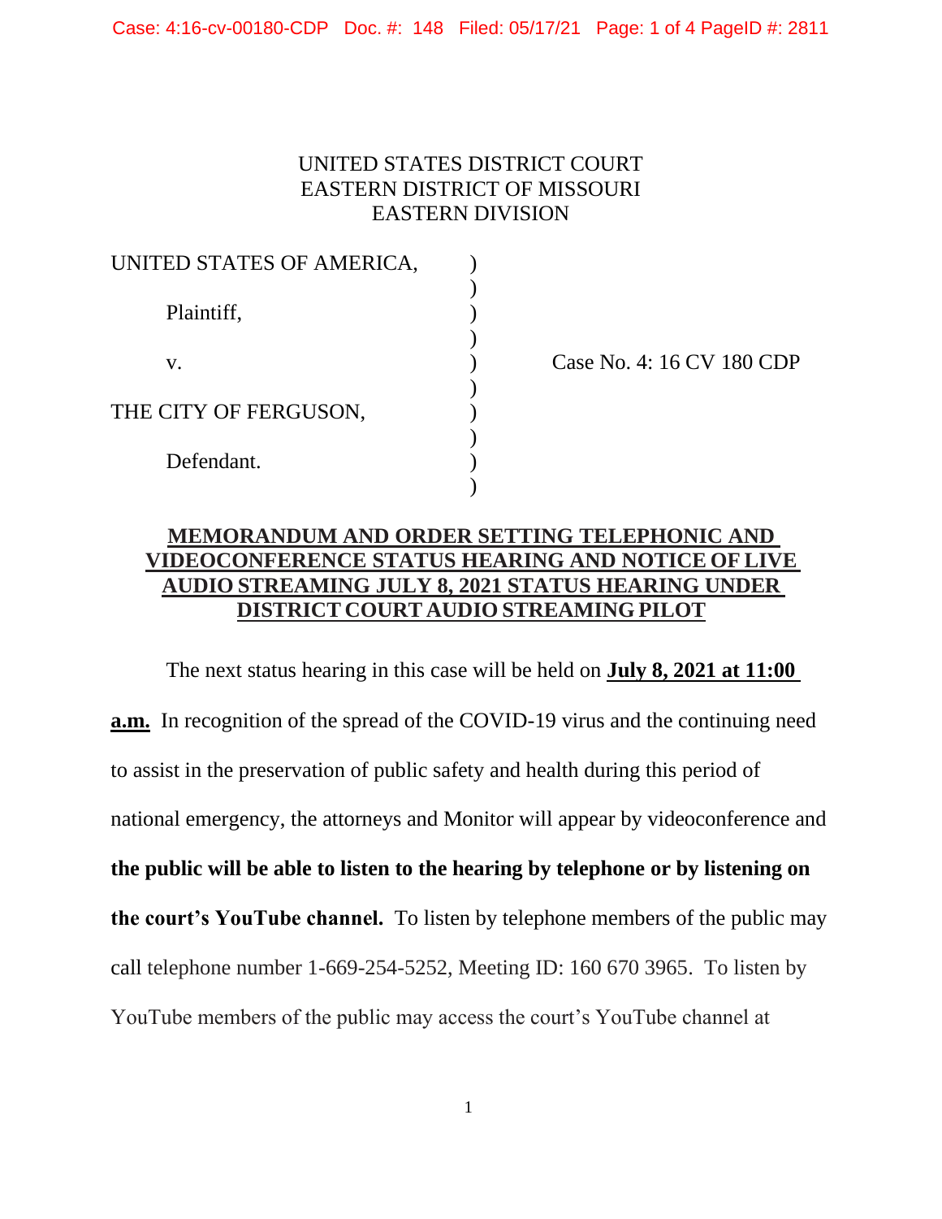UNITED STATES DISTRICT COURT
EASTERN DISTRICT OF MISSOURI
EASTERN DIVISION

| | | |
|---|---|---|
| UNITED STATES OF AMERICA, | ) | |
| Plaintiff, | ) | |
| v. | ) | Case No. 4: 16 CV 180 CDP |
| THE CITY OF FERGUSON, | ) | |
| Defendant. | ) | |

## MEMORANDUM AND ORDER SETTING TELEPHONIC AND VIDEOCONFERENCE STATUS HEARING AND NOTICE OF LIVE AUDIO STREAMING JULY 8, 2021 STATUS HEARING UNDER DISTRICT COURT AUDIO STREAMING PILOT

The next status hearing in this case will be held on **July 8, 2021 at 11:00 a.m.** In recognition of the spread of the COVID-19 virus and the continuing need to assist in the preservation of public safety and health during this period of national emergency, the attorneys and Monitor will appear by videoconference and **the public will be able to listen to the hearing by telephone or by listening on the court's YouTube channel.** To listen by telephone members of the public may call telephone number 1-669-254-5252, Meeting ID: 160 670 3965. To listen by YouTube members of the public may access the court's YouTube channel at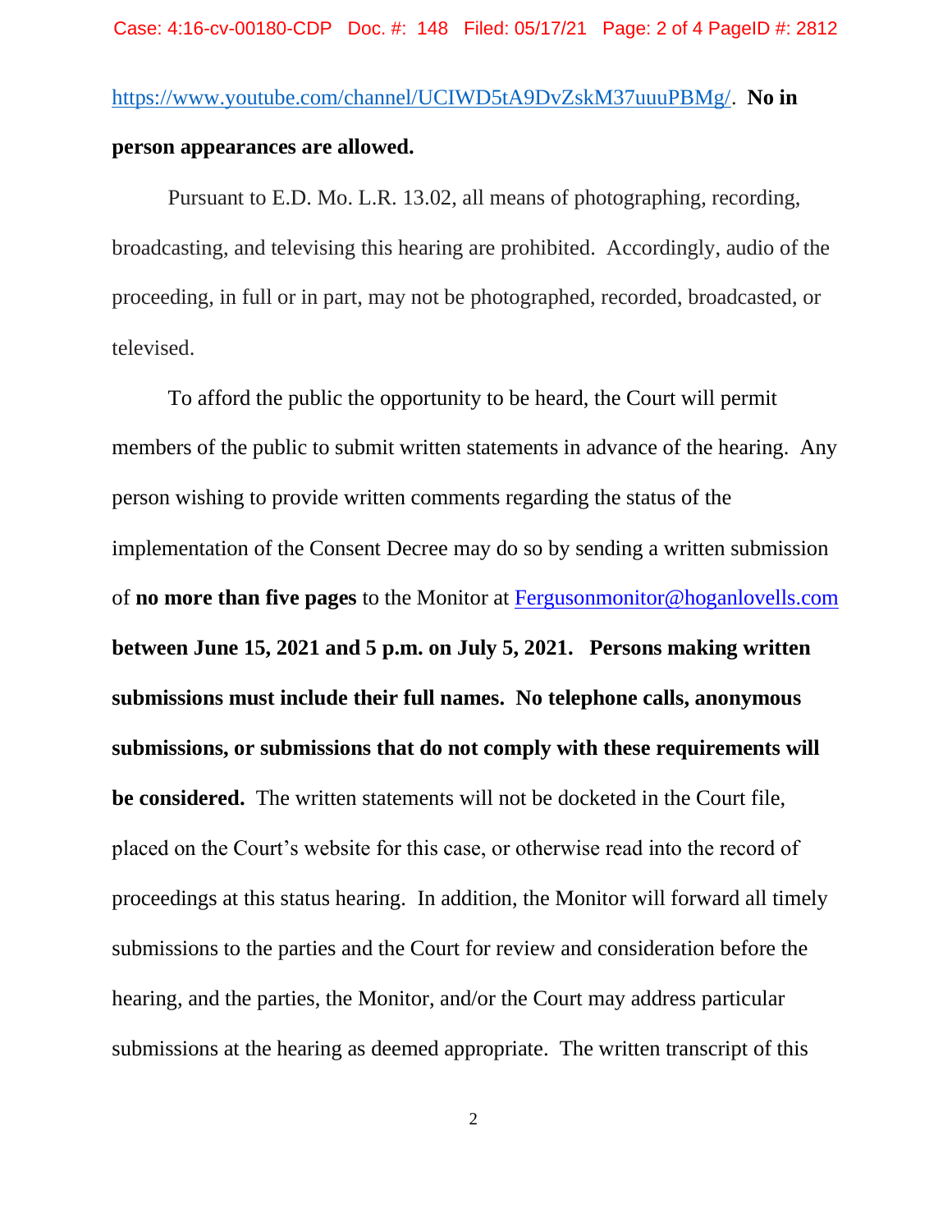https://www.youtube.com/channel/UCIWD5tA9DvZskM37uuuPBMg/. **No in person appearances are allowed.**

Pursuant to E.D. Mo. L.R. 13.02, all means of photographing, recording, broadcasting, and televising this hearing are prohibited. Accordingly, audio of the proceeding, in full or in part, may not be photographed, recorded, broadcasted, or televised.

To afford the public the opportunity to be heard, the Court will permit members of the public to submit written statements in advance of the hearing. Any person wishing to provide written comments regarding the status of the implementation of the Consent Decree may do so by sending a written submission of **no more than five pages** to the Monitor at Fergusonmonitor@hoganlovells.com **between June 15, 2021 and 5 p.m. on July 5, 2021. Persons making written submissions must include their full names. No telephone calls, anonymous submissions, or submissions that do not comply with these requirements will be considered.** The written statements will not be docketed in the Court file, placed on the Court's website for this case, or otherwise read into the record of proceedings at this status hearing. In addition, the Monitor will forward all timely submissions to the parties and the Court for review and consideration before the hearing, and the parties, the Monitor, and/or the Court may address particular submissions at the hearing as deemed appropriate. The written transcript of this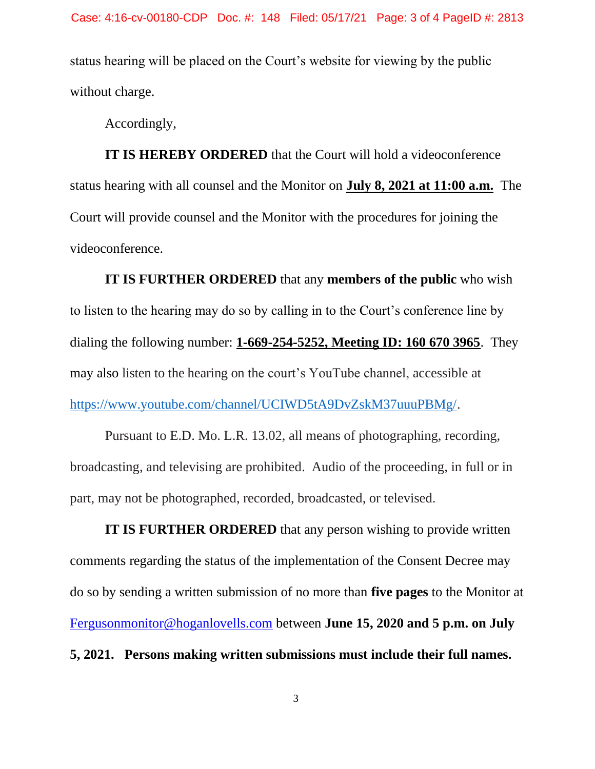status hearing will be placed on the Court's website for viewing by the public without charge.

Accordingly,

**IT IS HEREBY ORDERED** that the Court will hold a videoconference status hearing with all counsel and the Monitor on **July 8, 2021 at 11:00 a.m.** The Court will provide counsel and the Monitor with the procedures for joining the videoconference.

**IT IS FURTHER ORDERED** that any **members of the public** who wish to listen to the hearing may do so by calling in to the Court's conference line by dialing the following number: **1-669-254-5252, Meeting ID: 160 670 3965**. They may also listen to the hearing on the court's YouTube channel, accessible at https://www.youtube.com/channel/UCIWD5tA9DvZskM37uuuPBMg/.

Pursuant to E.D. Mo. L.R. 13.02, all means of photographing, recording, broadcasting, and televising are prohibited. Audio of the proceeding, in full or in part, may not be photographed, recorded, broadcasted, or televised.

**IT IS FURTHER ORDERED** that any person wishing to provide written comments regarding the status of the implementation of the Consent Decree may do so by sending a written submission of no more than **five pages** to the Monitor at Fergusonmonitor@hoganlovells.com between **June 15, 2020 and 5 p.m. on July 5, 2021. Persons making written submissions must include their full names.**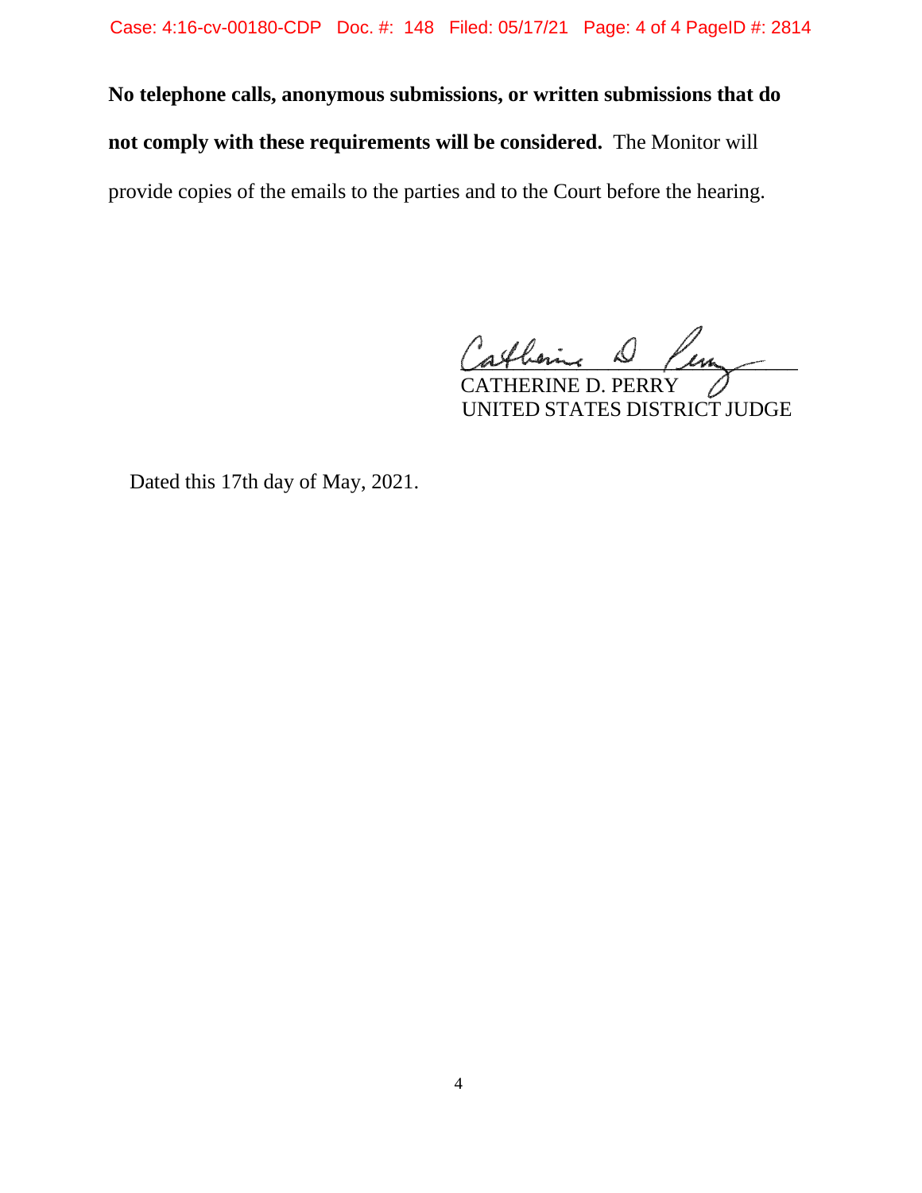**No telephone calls, anonymous submissions, or written submissions that do not comply with these requirements will be considered.** The Monitor will provide copies of the emails to the parties and to the Court before the hearing.

CATHERINE D. PERRY
UNITED STATES DISTRICT JUDGE

Dated this 17th day of May, 2021.